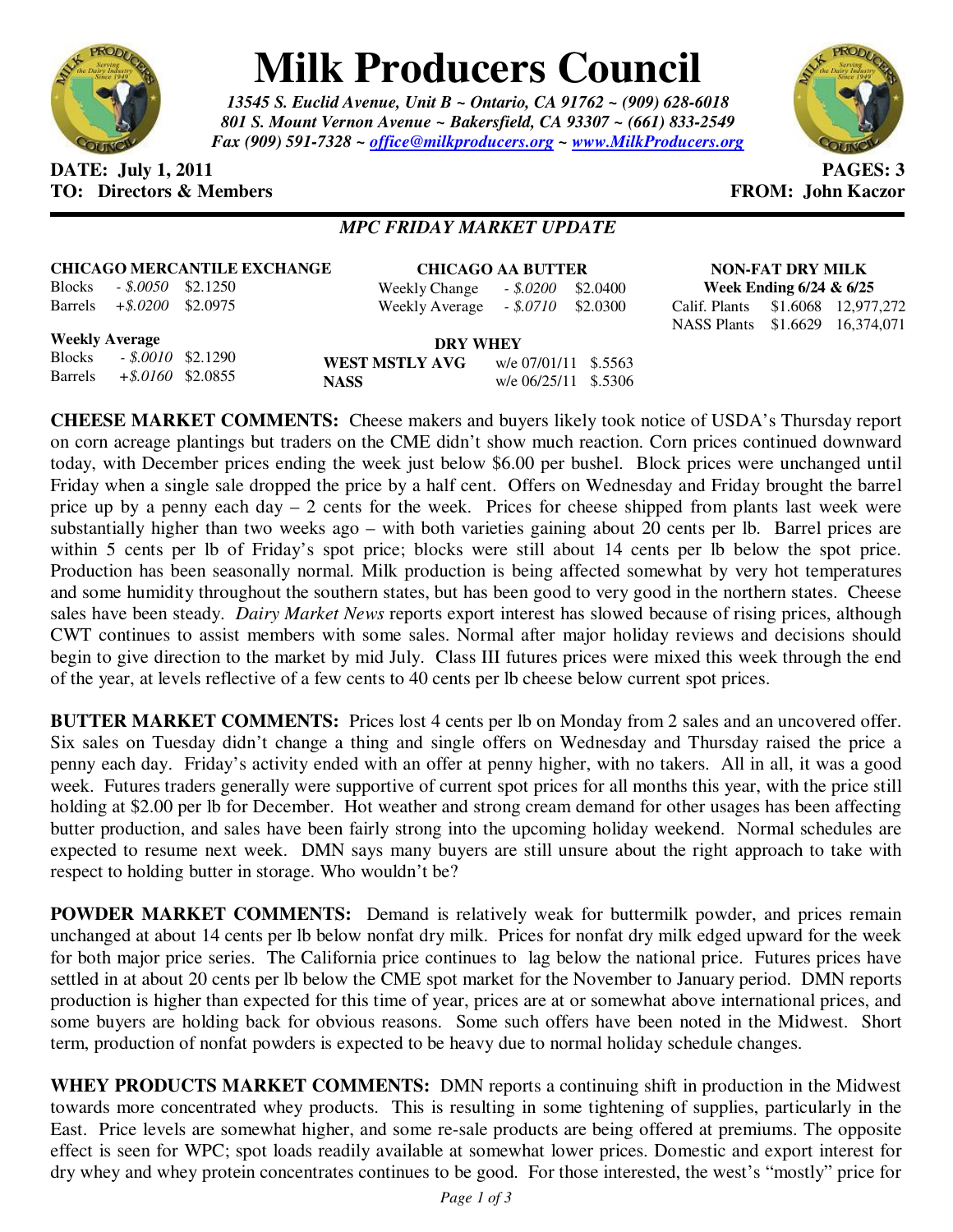# Milk Producers Council

*13545 S. Euclid Avenue, Unit B ~ Ontario, CA 91762 ~ (909) 628-6018*
*801 S. Mount Vernon Avenue ~ Bakersfield, CA 93307 ~ (661) 833-2549*
*Fax (909) 591-7328 ~ office@milkproducers.org ~ www.MilkProducers.org*

**DATE: July 1, 2011** **PAGES: 3**
**TO: Directors & Members** **FROM: John Kaczor**

## *MPC FRIDAY MARKET UPDATE*

**CHICAGO MERCANTILE EXCHANGE**

| | | |
|---|---|---|
| Blocks | *- $.0050* | $2.1250 |
| Barrels | *+$.0200* | $2.0975 |

**Weekly Average**

| | | |
|---|---|---|
| Blocks | *- $.0010* | $2.1290 |
| Barrels | *+$.0160* | $2.0855 |

**CHICAGO AA BUTTER**

| | | |
|---|---|---|
| Weekly Change | *- $.0200* | $2.0400 |
| Weekly Average | *- $.0710* | $2.0300 |

**DRY WHEY**

| | | |
|---|---|---|
| **WEST MSTLY AVG** | w/e 07/01/11 | $.5563 |
| **NASS** | w/e 06/25/11 | $.5306 |

**NON-FAT DRY MILK**
**Week Ending 6/24 & 6/25**

| | | |
|---|---|---|
| Calif. Plants | $1.6068 | 12,977,272 |
| NASS Plants | $1.6629 | 16,374,071 |

**CHEESE MARKET COMMENTS:** Cheese makers and buyers likely took notice of USDA's Thursday report on corn acreage plantings but traders on the CME didn't show much reaction. Corn prices continued downward today, with December prices ending the week just below $6.00 per bushel. Block prices were unchanged until Friday when a single sale dropped the price by a half cent. Offers on Wednesday and Friday brought the barrel price up by a penny each day – 2 cents for the week. Prices for cheese shipped from plants last week were substantially higher than two weeks ago – with both varieties gaining about 20 cents per lb. Barrel prices are within 5 cents per lb of Friday's spot price; blocks were still about 14 cents per lb below the spot price. Production has been seasonally normal. Milk production is being affected somewhat by very hot temperatures and some humidity throughout the southern states, but has been good to very good in the northern states. Cheese sales have been steady. *Dairy Market News* reports export interest has slowed because of rising prices, although CWT continues to assist members with some sales. Normal after major holiday reviews and decisions should begin to give direction to the market by mid July. Class III futures prices were mixed this week through the end of the year, at levels reflective of a few cents to 40 cents per lb cheese below current spot prices.

**BUTTER MARKET COMMENTS:** Prices lost 4 cents per lb on Monday from 2 sales and an uncovered offer. Six sales on Tuesday didn't change a thing and single offers on Wednesday and Thursday raised the price a penny each day. Friday's activity ended with an offer at penny higher, with no takers. All in all, it was a good week. Futures traders generally were supportive of current spot prices for all months this year, with the price still holding at $2.00 per lb for December. Hot weather and strong cream demand for other usages has been affecting butter production, and sales have been fairly strong into the upcoming holiday weekend. Normal schedules are expected to resume next week. DMN says many buyers are still unsure about the right approach to take with respect to holding butter in storage. Who wouldn't be?

**POWDER MARKET COMMENTS:** Demand is relatively weak for buttermilk powder, and prices remain unchanged at about 14 cents per lb below nonfat dry milk. Prices for nonfat dry milk edged upward for the week for both major price series. The California price continues to lag below the national price. Futures prices have settled in at about 20 cents per lb below the CME spot market for the November to January period. DMN reports production is higher than expected for this time of year, prices are at or somewhat above international prices, and some buyers are holding back for obvious reasons. Some such offers have been noted in the Midwest. Short term, production of nonfat powders is expected to be heavy due to normal holiday schedule changes.

**WHEY PRODUCTS MARKET COMMENTS:** DMN reports a continuing shift in production in the Midwest towards more concentrated whey products. This is resulting in some tightening of supplies, particularly in the East. Price levels are somewhat higher, and some re-sale products are being offered at premiums. The opposite effect is seen for WPC; spot loads readily available at somewhat lower prices. Domestic and export interest for dry whey and whey protein concentrates continues to be good. For those interested, the west's "mostly" price for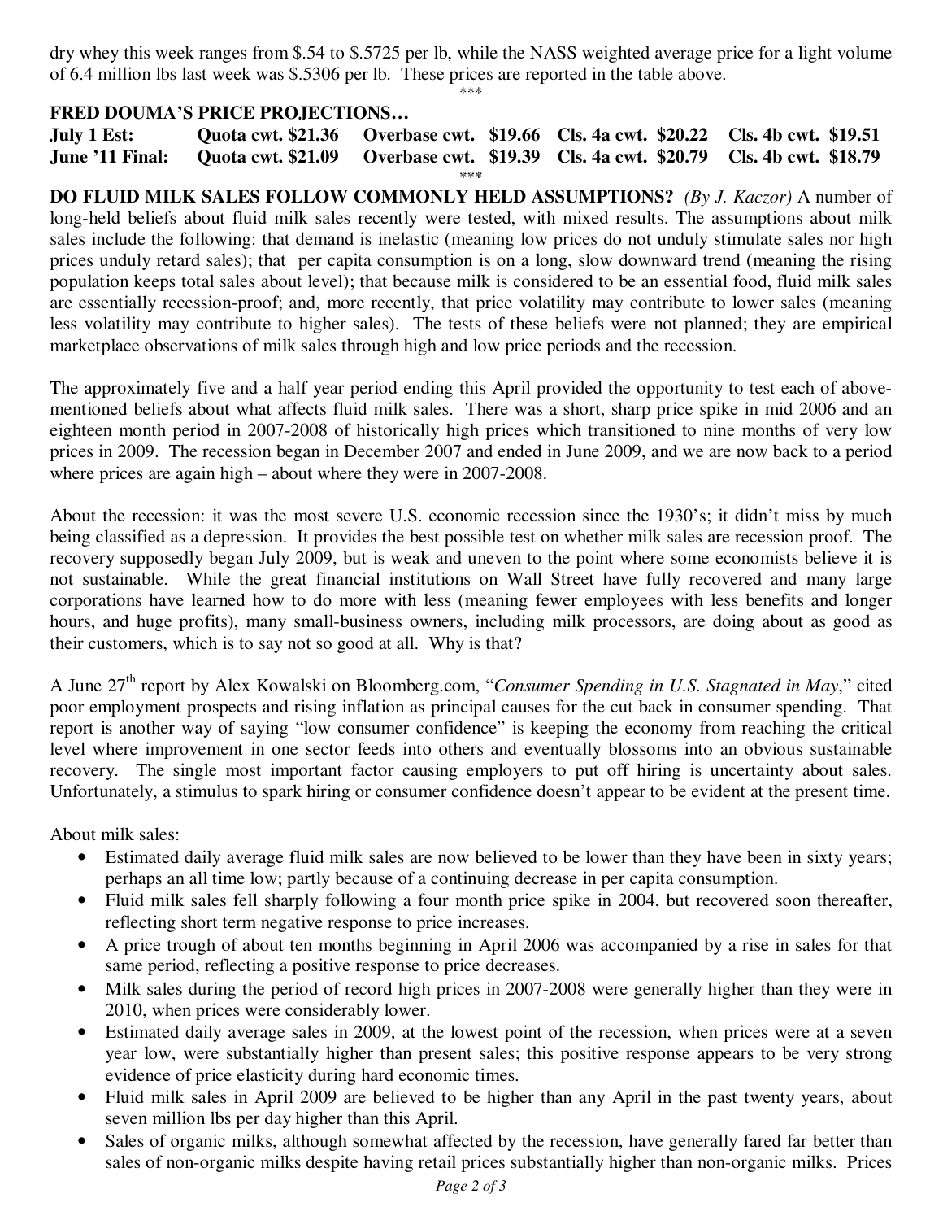dry whey this week ranges from $.54 to $.5725 per lb, while the NASS weighted average price for a light volume of 6.4 million lbs last week was $.5306 per lb. These prices are reported in the table above.

***

**FRED DOUMA'S PRICE PROJECTIONS…**

| | | | | |
|---|---|---|---|---|
| **July 1 Est:** | **Quota cwt. $21.36** | **Overbase cwt. $19.66** | **Cls. 4a cwt. $20.22** | **Cls. 4b cwt. $19.51** |
| **June '11 Final:** | **Quota cwt. $21.09** | **Overbase cwt. $19.39** | **Cls. 4a cwt. $20.79** | **Cls. 4b cwt. $18.79** |

***

**DO FLUID MILK SALES FOLLOW COMMONLY HELD ASSUMPTIONS?** *(By J. Kaczor)* A number of long-held beliefs about fluid milk sales recently were tested, with mixed results. The assumptions about milk sales include the following: that demand is inelastic (meaning low prices do not unduly stimulate sales nor high prices unduly retard sales); that per capita consumption is on a long, slow downward trend (meaning the rising population keeps total sales about level); that because milk is considered to be an essential food, fluid milk sales are essentially recession-proof; and, more recently, that price volatility may contribute to lower sales (meaning less volatility may contribute to higher sales). The tests of these beliefs were not planned; they are empirical marketplace observations of milk sales through high and low price periods and the recession.

The approximately five and a half year period ending this April provided the opportunity to test each of above-mentioned beliefs about what affects fluid milk sales. There was a short, sharp price spike in mid 2006 and an eighteen month period in 2007-2008 of historically high prices which transitioned to nine months of very low prices in 2009. The recession began in December 2007 and ended in June 2009, and we are now back to a period where prices are again high – about where they were in 2007-2008.

About the recession: it was the most severe U.S. economic recession since the 1930's; it didn't miss by much being classified as a depression. It provides the best possible test on whether milk sales are recession proof. The recovery supposedly began July 2009, but is weak and uneven to the point where some economists believe it is not sustainable. While the great financial institutions on Wall Street have fully recovered and many large corporations have learned how to do more with less (meaning fewer employees with less benefits and longer hours, and huge profits), many small-business owners, including milk processors, are doing about as good as their customers, which is to say not so good at all. Why is that?

A June 27th report by Alex Kowalski on Bloomberg.com, "*Consumer Spending in U.S. Stagnated in May*," cited poor employment prospects and rising inflation as principal causes for the cut back in consumer spending. That report is another way of saying "low consumer confidence" is keeping the economy from reaching the critical level where improvement in one sector feeds into others and eventually blossoms into an obvious sustainable recovery. The single most important factor causing employers to put off hiring is uncertainty about sales. Unfortunately, a stimulus to spark hiring or consumer confidence doesn't appear to be evident at the present time.

About milk sales:

- Estimated daily average fluid milk sales are now believed to be lower than they have been in sixty years; perhaps an all time low; partly because of a continuing decrease in per capita consumption.
- Fluid milk sales fell sharply following a four month price spike in 2004, but recovered soon thereafter, reflecting short term negative response to price increases.
- A price trough of about ten months beginning in April 2006 was accompanied by a rise in sales for that same period, reflecting a positive response to price decreases.
- Milk sales during the period of record high prices in 2007-2008 were generally higher than they were in 2010, when prices were considerably lower.
- Estimated daily average sales in 2009, at the lowest point of the recession, when prices were at a seven year low, were substantially higher than present sales; this positive response appears to be very strong evidence of price elasticity during hard economic times.
- Fluid milk sales in April 2009 are believed to be higher than any April in the past twenty years, about seven million lbs per day higher than this April.
- Sales of organic milks, although somewhat affected by the recession, have generally fared far better than sales of non-organic milks despite having retail prices substantially higher than non-organic milks. Prices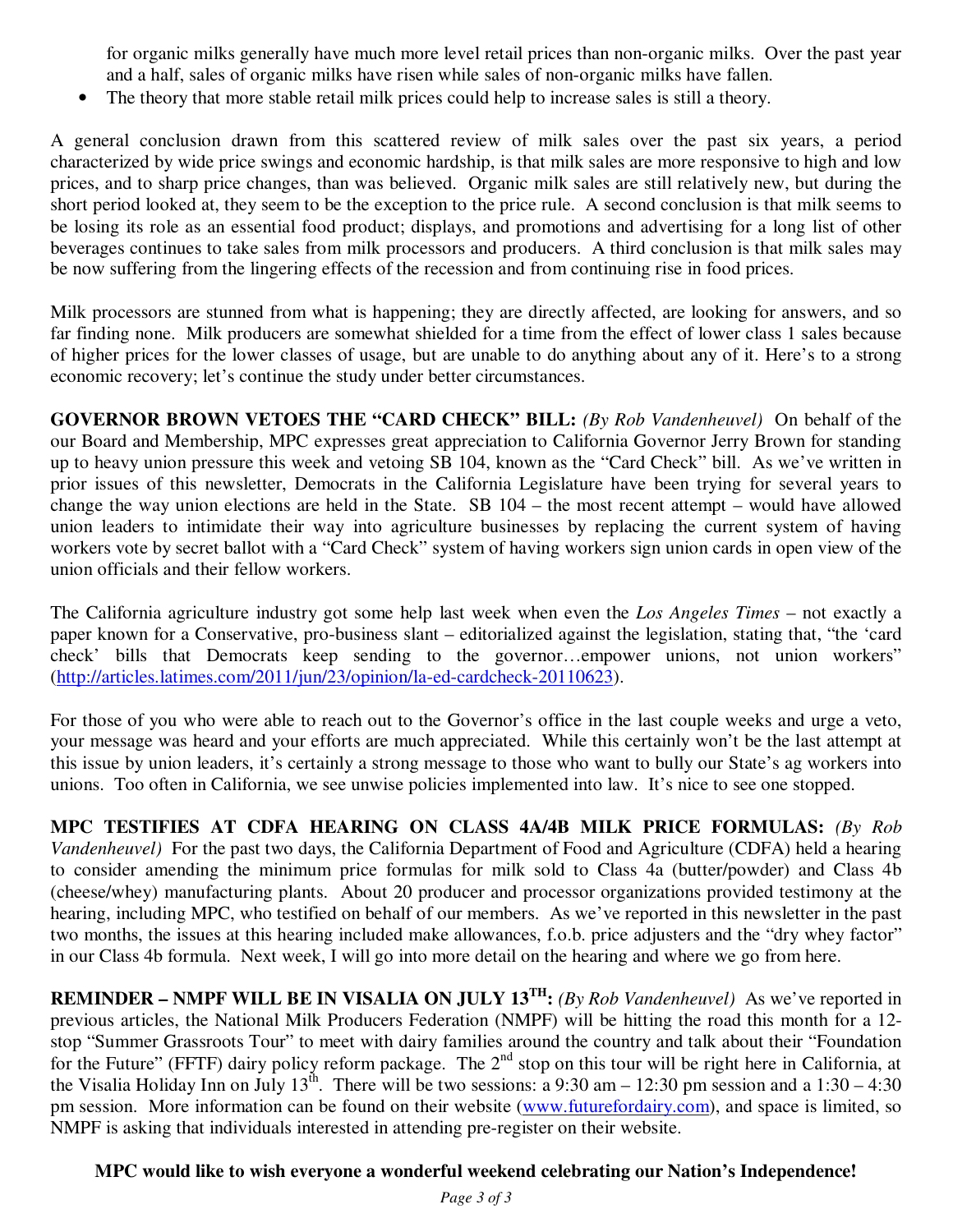for organic milks generally have much more level retail prices than non-organic milks. Over the past year and a half, sales of organic milks have risen while sales of non-organic milks have fallen.

- The theory that more stable retail milk prices could help to increase sales is still a theory.

A general conclusion drawn from this scattered review of milk sales over the past six years, a period characterized by wide price swings and economic hardship, is that milk sales are more responsive to high and low prices, and to sharp price changes, than was believed. Organic milk sales are still relatively new, but during the short period looked at, they seem to be the exception to the price rule. A second conclusion is that milk seems to be losing its role as an essential food product; displays, and promotions and advertising for a long list of other beverages continues to take sales from milk processors and producers. A third conclusion is that milk sales may be now suffering from the lingering effects of the recession and from continuing rise in food prices.

Milk processors are stunned from what is happening; they are directly affected, are looking for answers, and so far finding none. Milk producers are somewhat shielded for a time from the effect of lower class 1 sales because of higher prices for the lower classes of usage, but are unable to do anything about any of it. Here's to a strong economic recovery; let's continue the study under better circumstances.

**GOVERNOR BROWN VETOES THE "CARD CHECK" BILL:** *(By Rob Vandenheuvel)* On behalf of the our Board and Membership, MPC expresses great appreciation to California Governor Jerry Brown for standing up to heavy union pressure this week and vetoing SB 104, known as the "Card Check" bill. As we've written in prior issues of this newsletter, Democrats in the California Legislature have been trying for several years to change the way union elections are held in the State. SB 104 – the most recent attempt – would have allowed union leaders to intimidate their way into agriculture businesses by replacing the current system of having workers vote by secret ballot with a "Card Check" system of having workers sign union cards in open view of the union officials and their fellow workers.

The California agriculture industry got some help last week when even the *Los Angeles Times* – not exactly a paper known for a Conservative, pro-business slant – editorialized against the legislation, stating that, "the 'card check' bills that Democrats keep sending to the governor…empower unions, not union workers" (http://articles.latimes.com/2011/jun/23/opinion/la-ed-cardcheck-20110623).

For those of you who were able to reach out to the Governor's office in the last couple weeks and urge a veto, your message was heard and your efforts are much appreciated. While this certainly won't be the last attempt at this issue by union leaders, it's certainly a strong message to those who want to bully our State's ag workers into unions. Too often in California, we see unwise policies implemented into law. It's nice to see one stopped.

**MPC TESTIFIES AT CDFA HEARING ON CLASS 4A/4B MILK PRICE FORMULAS:** *(By Rob Vandenheuvel)* For the past two days, the California Department of Food and Agriculture (CDFA) held a hearing to consider amending the minimum price formulas for milk sold to Class 4a (butter/powder) and Class 4b (cheese/whey) manufacturing plants. About 20 producer and processor organizations provided testimony at the hearing, including MPC, who testified on behalf of our members. As we've reported in this newsletter in the past two months, the issues at this hearing included make allowances, f.o.b. price adjusters and the "dry whey factor" in our Class 4b formula. Next week, I will go into more detail on the hearing and where we go from here.

**REMINDER – NMPF WILL BE IN VISALIA ON JULY 13TH:** *(By Rob Vandenheuvel)* As we've reported in previous articles, the National Milk Producers Federation (NMPF) will be hitting the road this month for a 12-stop "Summer Grassroots Tour" to meet with dairy families around the country and talk about their "Foundation for the Future" (FFTF) dairy policy reform package. The 2nd stop on this tour will be right here in California, at the Visalia Holiday Inn on July 13th. There will be two sessions: a 9:30 am – 12:30 pm session and a 1:30 – 4:30 pm session. More information can be found on their website (www.futurefordairy.com), and space is limited, so NMPF is asking that individuals interested in attending pre-register on their website.

**MPC would like to wish everyone a wonderful weekend celebrating our Nation's Independence!**